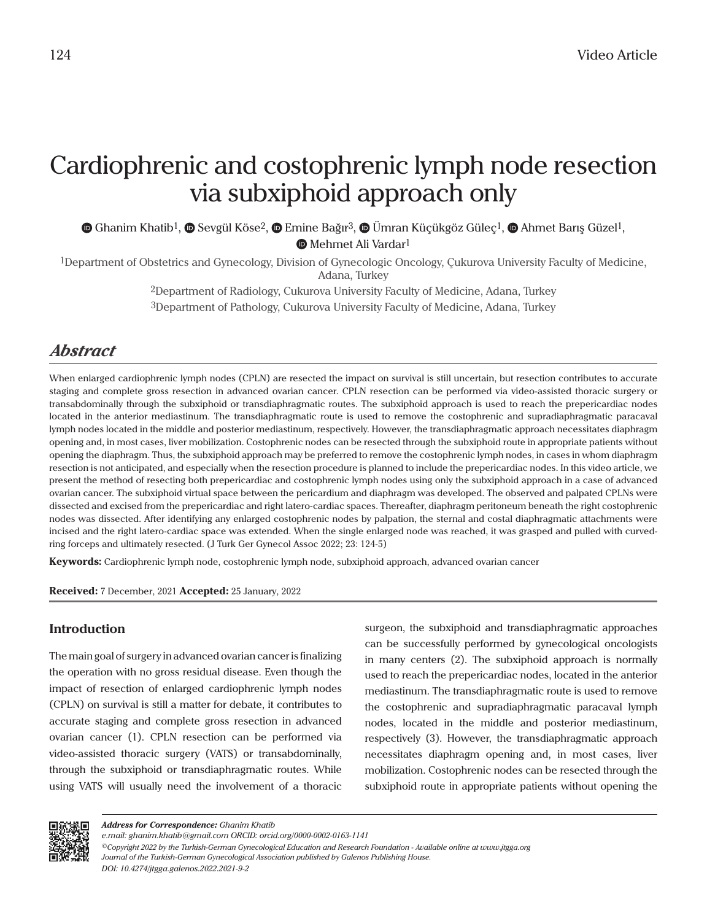Video Article

# Cardiophrenic and costophrenic lymph node resection via subxiphoid approach only

Ghanim Khatib[1], Sevgül Köse[2], Emine Bağır[3], Ümran Küçükgöz Güleç[1], Ahmet Barış Güzel[1], Mehmet Ali Vardar[1]

[1]Department of Obstetrics and Gynecology, Division of Gynecologic Oncology, Çukurova University Faculty of Medicine, Adana, Turkey

[2]Department of Radiology, Cukurova University Faculty of Medicine, Adana, Turkey

[3]Department of Pathology, Cukurova University Faculty of Medicine, Adana, Turkey

## *Abstract*

When enlarged cardiophrenic lymph nodes (CPLN) are resected the impact on survival is still uncertain, but resection contributes to accurate staging and complete gross resection in advanced ovarian cancer. CPLN resection can be performed via video-assisted thoracic surgery or transabdominally through the subxiphoid or transdiaphragmatic routes. The subxiphoid approach is used to reach the prepericardiac nodes located in the anterior mediastinum. The transdiaphragmatic route is used to remove the costophrenic and supradiaphragmatic paracaval lymph nodes located in the middle and posterior mediastinum, respectively. However, the transdiaphragmatic approach necessitates diaphragm opening and, in most cases, liver mobilization. Costophrenic nodes can be resected through the subxiphoid route in appropriate patients without opening the diaphragm. Thus, the subxiphoid approach may be preferred to remove the costophrenic lymph nodes, in cases in whom diaphragm resection is not anticipated, and especially when the resection procedure is planned to include the prepericardiac nodes. In this video article, we present the method of resecting both prepericardiac and costophrenic lymph nodes using only the subxiphoid approach in a case of advanced ovarian cancer. The subxiphoid virtual space between the pericardium and diaphragm was developed. The observed and palpated CPLNs were dissected and excised from the prepericardiac and right latero-cardiac spaces. Thereafter, diaphragm peritoneum beneath the right costophrenic nodes was dissected. After identifying any enlarged costophrenic nodes by palpation, the sternal and costal diaphragmatic attachments were incised and the right latero-cardiac space was extended. When the single enlarged node was reached, it was grasped and pulled with curved-ring forceps and ultimately resected. (J Turk Ger Gynecol Assoc 2022; 23: 124-5)

**Keywords:** Cardiophrenic lymph node, costophrenic lymph node, subxiphoid approach, advanced ovarian cancer

**Received:** 7 December, 2021 **Accepted:** 25 January, 2022

## Introduction

The main goal of surgery in advanced ovarian cancer is finalizing the operation with no gross residual disease. Even though the impact of resection of enlarged cardiophrenic lymph nodes (CPLN) on survival is still a matter for debate, it contributes to accurate staging and complete gross resection in advanced ovarian cancer (1). CPLN resection can be performed via video-assisted thoracic surgery (VATS) or transabdominally, through the subxiphoid or transdiaphragmatic routes. While using VATS will usually need the involvement of a thoracic surgeon, the subxiphoid and transdiaphragmatic approaches can be successfully performed by gynecological oncologists in many centers (2). The subxiphoid approach is normally used to reach the prepericardiac nodes, located in the anterior mediastinum. The transdiaphragmatic route is used to remove the costophrenic and supradiaphragmatic paracaval lymph nodes, located in the middle and posterior mediastinum, respectively (3). However, the transdiaphragmatic approach necessitates diaphragm opening and, in most cases, liver mobilization. Costophrenic nodes can be resected through the subxiphoid route in appropriate patients without opening the

***Address for Correspondence:** Ghanim Khatib*
*e.mail: ghanim.khatib@gmail.com ORCID: orcid.org/0000-0002-0163-1141*
*©Copyright 2022 by the Turkish-German Gynecological Education and Research Foundation - Available online at www.jtgga.org*
*Journal of the Turkish-German Gynecological Association published by Galenos Publishing House.*
*DOI: 10.4274/jtgga.galenos.2022.2021-9-2*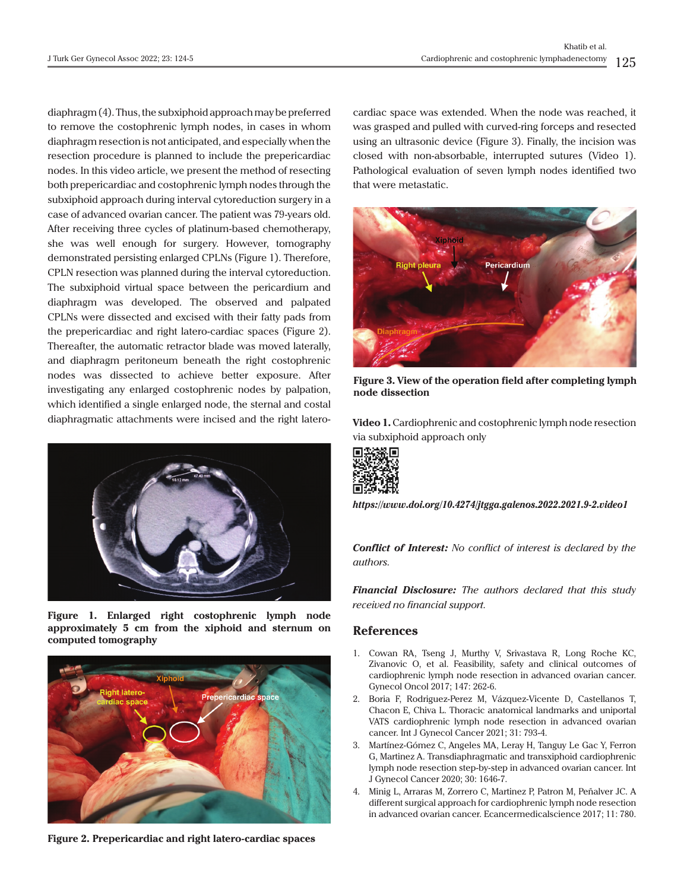diaphragm (4). Thus, the subxiphoid approach may be preferred to remove the costophrenic lymph nodes, in cases in whom diaphragm resection is not anticipated, and especially when the resection procedure is planned to include the prepericardiac nodes. In this video article, we present the method of resecting both prepericardiac and costophrenic lymph nodes through the subxiphoid approach during interval cytoreduction surgery in a case of advanced ovarian cancer. The patient was 79-years old. After receiving three cycles of platinum-based chemotherapy, she was well enough for surgery. However, tomography demonstrated persisting enlarged CPLNs (Figure 1). Therefore, CPLN resection was planned during the interval cytoreduction. The subxiphoid virtual space between the pericardium and diaphragm was developed. The observed and palpated CPLNs were dissected and excised with their fatty pads from the prepericardiac and right latero-cardiac spaces (Figure 2). Thereafter, the automatic retractor blade was moved laterally, and diaphragm peritoneum beneath the right costophrenic nodes was dissected to achieve better exposure. After investigating any enlarged costophrenic nodes by palpation, which identified a single enlarged node, the sternal and costal diaphragmatic attachments were incised and the right latero-cardiac space was extended. When the node was reached, it was grasped and pulled with curved-ring forceps and resected using an ultrasonic device (Figure 3). Finally, the incision was closed with non-absorbable, interrupted sutures (Video 1). Pathological evaluation of seven lymph nodes identified two that were metastatic.

**Figure 1. Enlarged right costophrenic lymph node approximately 5 cm from the xiphoid and sternum on computed tomography**

**Figure 2. Prepericardiac and right latero-cardiac spaces**

**Figure 3. View of the operation field after completing lymph node dissection**

**Video 1.** Cardiophrenic and costophrenic lymph node resection via subxiphoid approach only

***https://www.doi.org/10.4274/jtgga.galenos.2022.2021.9-2.video1***

***Conflict of Interest:*** *No conflict of interest is declared by the authors.*

***Financial Disclosure:*** *The authors declared that this study received no financial support.*

## References

1. Cowan RA, Tseng J, Murthy V, Srivastava R, Long Roche KC, Zivanovic O, et al. Feasibility, safety and clinical outcomes of cardiophrenic lymph node resection in advanced ovarian cancer. Gynecol Oncol 2017; 147: 262-6.
2. Boria F, Rodriguez-Perez M, Vázquez-Vicente D, Castellanos T, Chacon E, Chiva L. Thoracic anatomical landmarks and uniportal VATS cardiophrenic lymph node resection in advanced ovarian cancer. Int J Gynecol Cancer 2021; 31: 793-4.
3. Martínez-Gómez C, Angeles MA, Leray H, Tanguy Le Gac Y, Ferron G, Martinez A. Transdiaphragmatic and transxiphoid cardiophrenic lymph node resection step-by-step in advanced ovarian cancer. Int J Gynecol Cancer 2020; 30: 1646-7.
4. Minig L, Arraras M, Zorrero C, Martinez P, Patron M, Peñalver JC. A different surgical approach for cardiophrenic lymph node resection in advanced ovarian cancer. Ecancermedicalscience 2017; 11: 780.